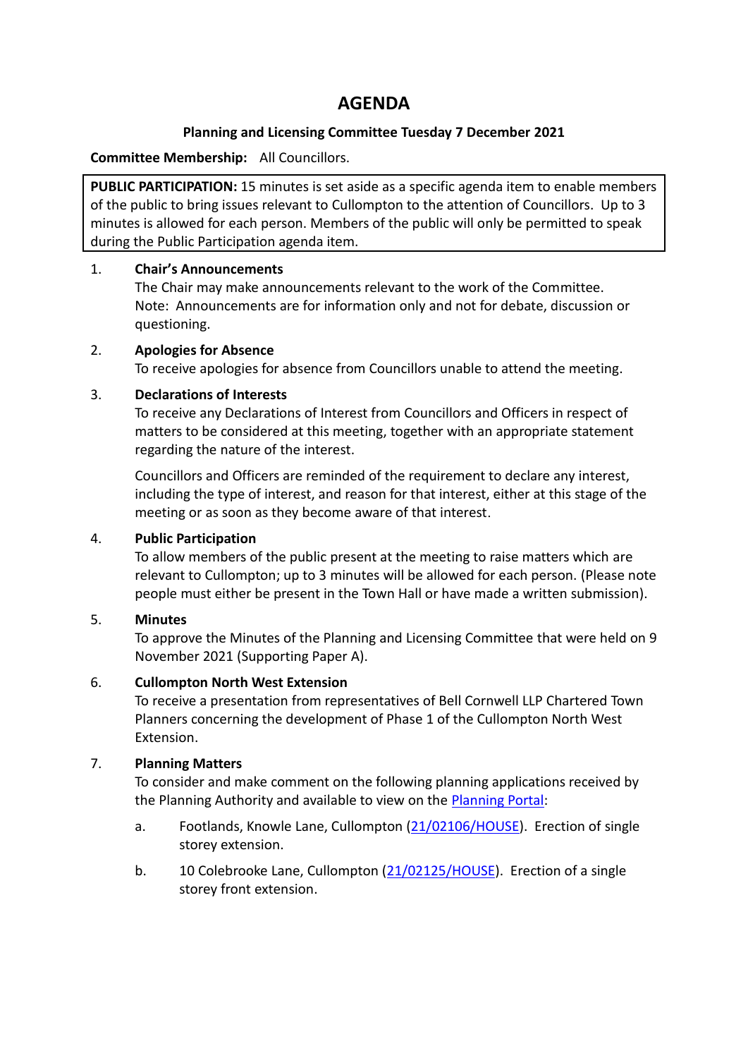# AGENDA

**Planning and Licensing Committee Tuesday 7 December 2021**

**Committee Membership:** All Councillors.

> **PUBLIC PARTICIPATION:** 15 minutes is set aside as a specific agenda item to enable members of the public to bring issues relevant to Cullompton to the attention of Councillors. Up to 3 minutes is allowed for each person. Members of the public will only be permitted to speak during the Public Participation agenda item.

1. **Chair's Announcements**
   The Chair may make announcements relevant to the work of the Committee. Note: Announcements are for information only and not for debate, discussion or questioning.

2. **Apologies for Absence**
   To receive apologies for absence from Councillors unable to attend the meeting.

3. **Declarations of Interests**
   To receive any Declarations of Interest from Councillors and Officers in respect of matters to be considered at this meeting, together with an appropriate statement regarding the nature of the interest.

   Councillors and Officers are reminded of the requirement to declare any interest, including the type of interest, and reason for that interest, either at this stage of the meeting or as soon as they become aware of that interest.

4. **Public Participation**
   To allow members of the public present at the meeting to raise matters which are relevant to Cullompton; up to 3 minutes will be allowed for each person. (Please note people must either be present in the Town Hall or have made a written submission).

5. **Minutes**
   To approve the Minutes of the Planning and Licensing Committee that were held on 9 November 2021 (Supporting Paper A).

6. **Cullompton North West Extension**
   To receive a presentation from representatives of Bell Cornwell LLP Chartered Town Planners concerning the development of Phase 1 of the Cullompton North West Extension.

7. **Planning Matters**
   To consider and make comment on the following planning applications received by the Planning Authority and available to view on the Planning Portal:

   a. Footlands, Knowle Lane, Cullompton (21/02106/HOUSE). Erection of single storey extension.

   b. 10 Colebrooke Lane, Cullompton (21/02125/HOUSE). Erection of a single storey front extension.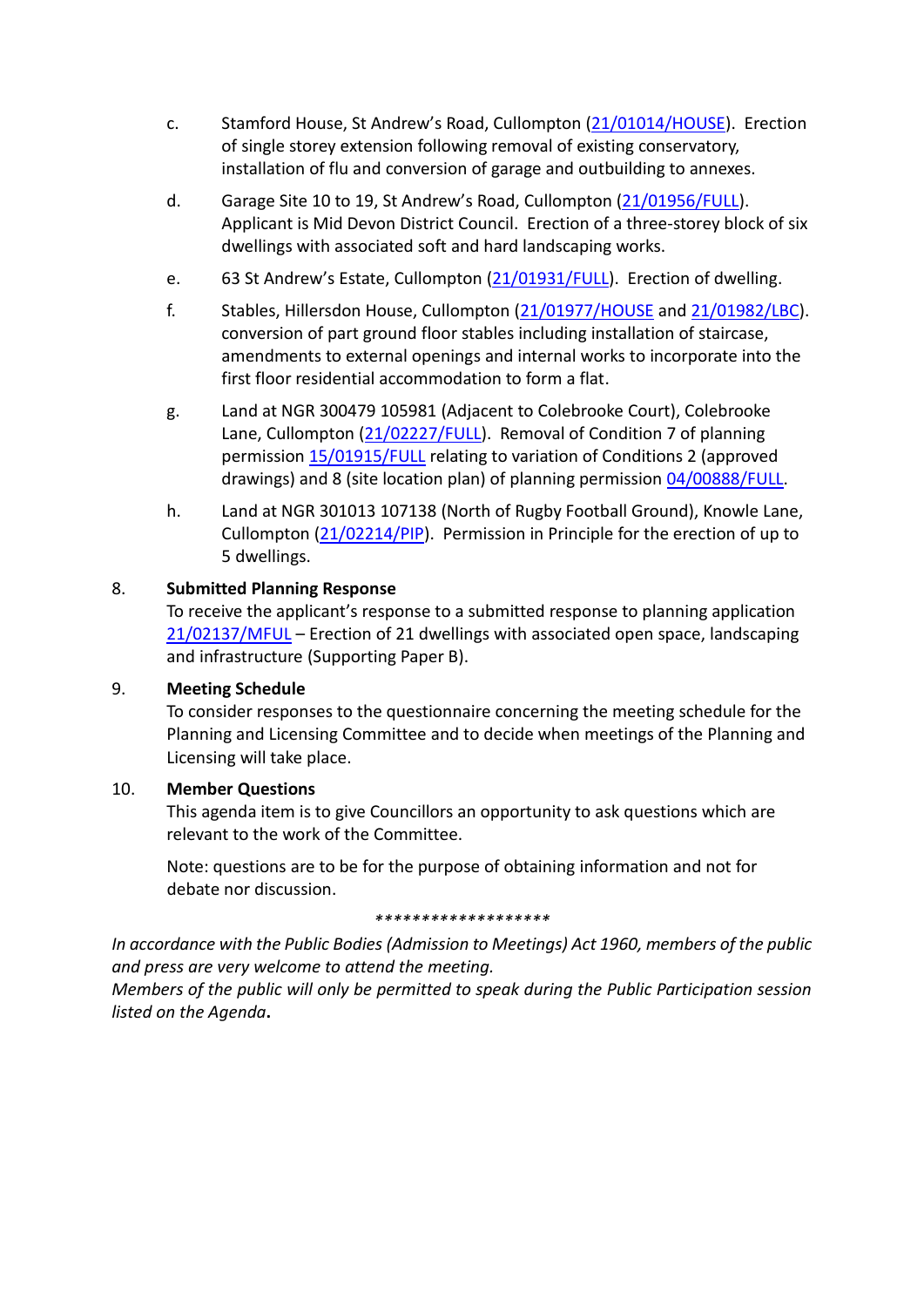c. Stamford House, St Andrew's Road, Cullompton (21/01014/HOUSE). Erection of single storey extension following removal of existing conservatory, installation of flu and conversion of garage and outbuilding to annexes.

d. Garage Site 10 to 19, St Andrew's Road, Cullompton (21/01956/FULL). Applicant is Mid Devon District Council. Erection of a three-storey block of six dwellings with associated soft and hard landscaping works.

e. 63 St Andrew's Estate, Cullompton (21/01931/FULL). Erection of dwelling.

f. Stables, Hillersdon House, Cullompton (21/01977/HOUSE and 21/01982/LBC). conversion of part ground floor stables including installation of staircase, amendments to external openings and internal works to incorporate into the first floor residential accommodation to form a flat.

g. Land at NGR 300479 105981 (Adjacent to Colebrooke Court), Colebrooke Lane, Cullompton (21/02227/FULL). Removal of Condition 7 of planning permission 15/01915/FULL relating to variation of Conditions 2 (approved drawings) and 8 (site location plan) of planning permission 04/00888/FULL.

h. Land at NGR 301013 107138 (North of Rugby Football Ground), Knowle Lane, Cullompton (21/02214/PIP). Permission in Principle for the erection of up to 5 dwellings.

8. **Submitted Planning Response**
To receive the applicant's response to a submitted response to planning application 21/02137/MFUL – Erection of 21 dwellings with associated open space, landscaping and infrastructure (Supporting Paper B).

9. **Meeting Schedule**
To consider responses to the questionnaire concerning the meeting schedule for the Planning and Licensing Committee and to decide when meetings of the Planning and Licensing will take place.

10. **Member Questions**
This agenda item is to give Councillors an opportunity to ask questions which are relevant to the work of the Committee.

Note: questions are to be for the purpose of obtaining information and not for debate nor discussion.

*******************

*In accordance with the Public Bodies (Admission to Meetings) Act 1960, members of the public and press are very welcome to attend the meeting.*
*Members of the public will only be permitted to speak during the Public Participation session listed on the Agenda*.